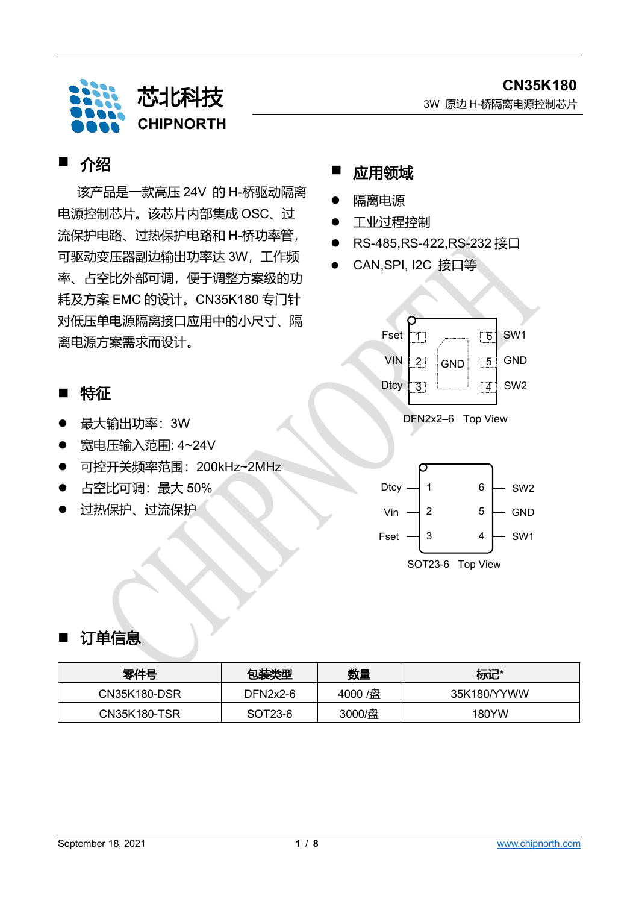芯北科技

CHIPNORTH

# CN35K180

3W 原边 H-桥隔离电源控制芯片

## ■ 介绍

该产品是一款高压 24V 的 H-桥驱动隔离电源控制芯片。该芯片内部集成 OSC、过流保护电路、过热保护电路和 H-桥功率管，可驱动变压器副边输出功率达 3W，工作频率、占空比外部可调，便于调整方案级的功耗及方案 EMC 的设计。CN35K180 专门针对低压单电源隔离接口应用中的小尺寸、隔离电源方案需求而设计。

## ■ 应用领域

- 隔离电源
- 工业过程控制
- RS-485,RS-422,RS-232 接口
- CAN,SPI, I2C 接口等

## ■ 特征

- 最大输出功率：3W
- 宽电压输入范围: 4~24V
- 可控开关频率范围：200kHz~2MHz
- 占空比可调：最大 50%
- 过热保护、过流保护

| 引脚 | 左侧 | 右侧 | 引脚 |
|---|---|---|---|
| 1 / 6 | Fset | SW1 | 6 |
| 2 / 5 | VIN | GND | 5 |
| 3 / 4 | Dtcy | SW2 | 4 |

GND（中间焊盘）

DFN2x2–6 Top View

| 引脚 | 左侧 | 右侧 | 引脚 |
|---|---|---|---|
| 1 / 6 | Dtcy | SW2 | 6 |
| 2 / 5 | Vin | GND | 5 |
| 3 / 4 | Fset | SW1 | 4 |

SOT23-6 Top View

## ■ 订单信息

| 零件号 | 包装类型 | 数量 | 标记* |
|---|---|---|---|
| CN35K180-DSR | DFN2x2-6 | 4000 /盘 | 35K180/YYWW |
| CN35K180-TSR | SOT23-6 | 3000/盘 | 180YW |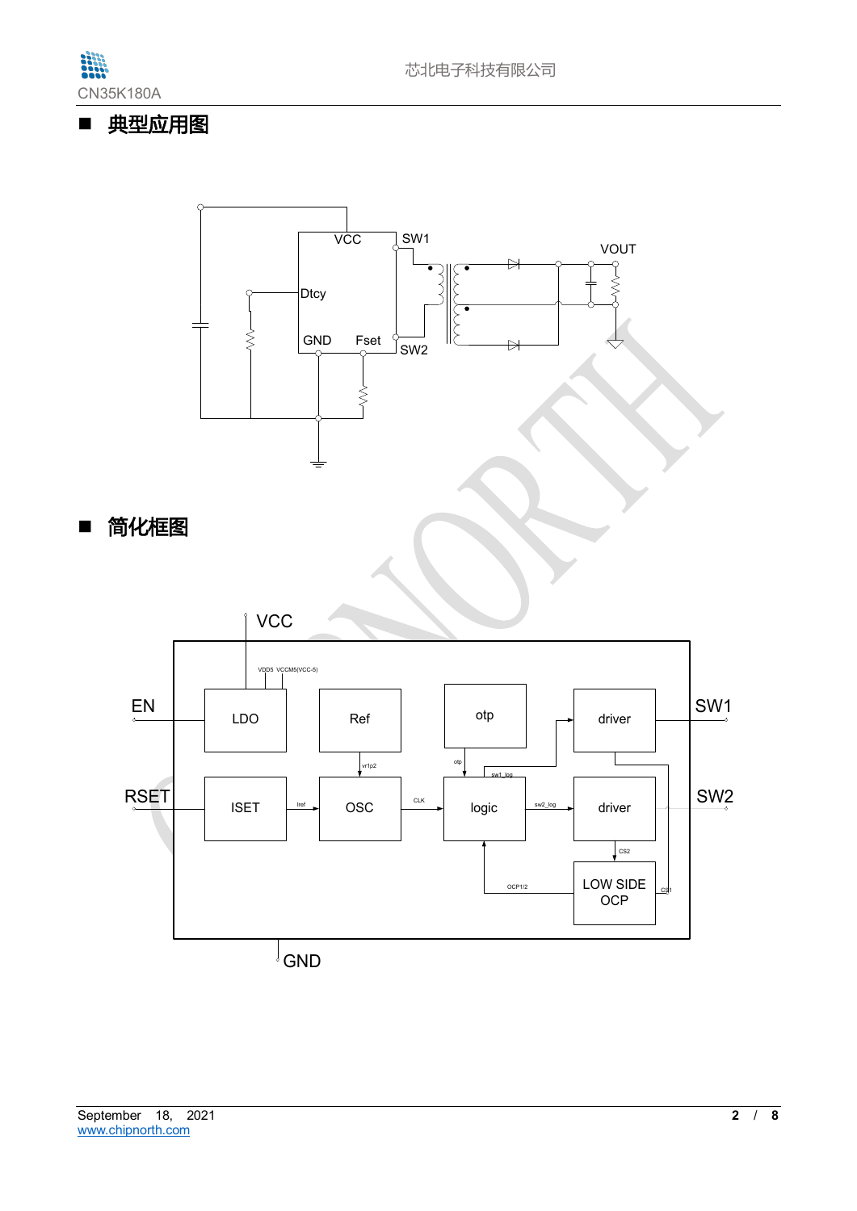## ■ 典型应用图

## ■ 简化框图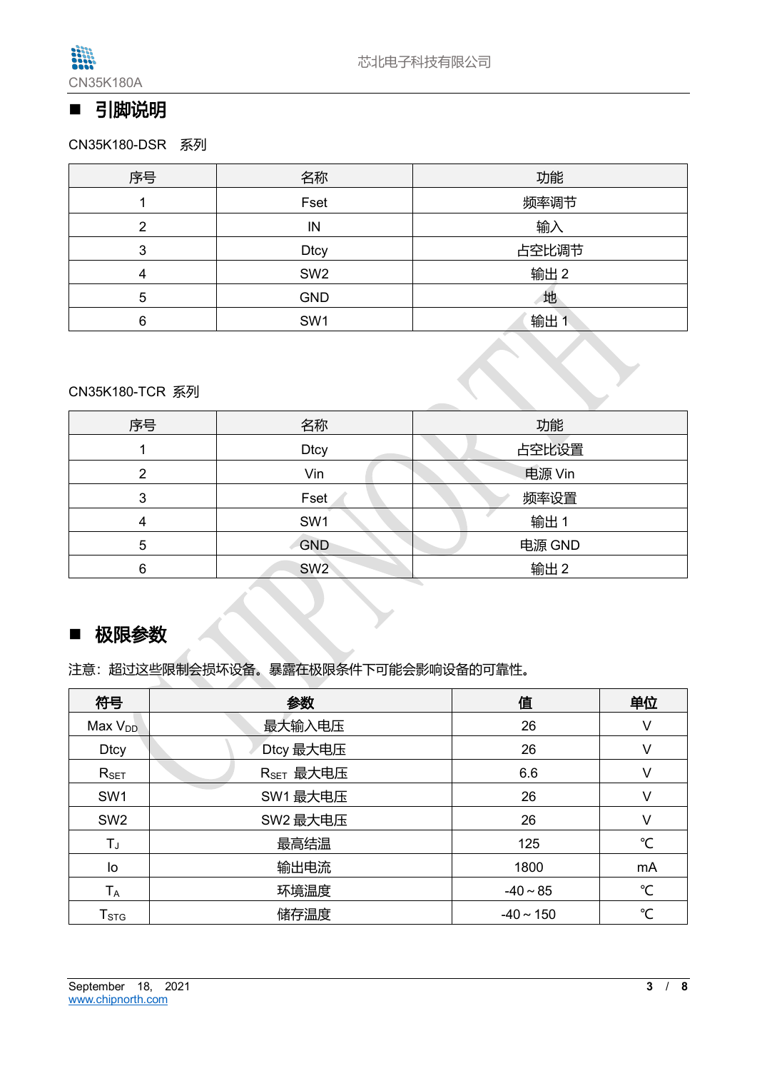## ■ 引脚说明

CN35K180-DSR 系列

| 序号 | 名称 | 功能 |
|---|---|---|
| 1 | Fset | 频率调节 |
| 2 | IN | 输入 |
| 3 | Dtcy | 占空比调节 |
| 4 | SW2 | 输出 2 |
| 5 | GND | 地 |
| 6 | SW1 | 输出 1 |

CN35K180-TCR 系列

| 序号 | 名称 | 功能 |
|---|---|---|
| 1 | Dtcy | 占空比设置 |
| 2 | Vin | 电源 Vin |
| 3 | Fset | 频率设置 |
| 4 | SW1 | 输出 1 |
| 5 | GND | 电源 GND |
| 6 | SW2 | 输出 2 |

## ■ 极限参数

注意：超过这些限制会损坏设备。暴露在极限条件下可能会影响设备的可靠性。

| 符号 | 参数 | 值 | 单位 |
|---|---|---|---|
| Max $V_{DD}$ | 最大输入电压 | 26 | V |
| Dtcy | Dtcy 最大电压 | 26 | V |
| $R_{SET}$ | $R_{SET}$ 最大电压 | 6.6 | V |
| SW1 | SW1 最大电压 | 26 | V |
| SW2 | SW2 最大电压 | 26 | V |
| $T_J$ | 最高结温 | 125 | ℃ |
| Io | 输出电流 | 1800 | mA |
| $T_A$ | 环境温度 | -40 ~ 85 | ℃ |
| $T_{STG}$ | 储存温度 | -40 ~ 150 | ℃ |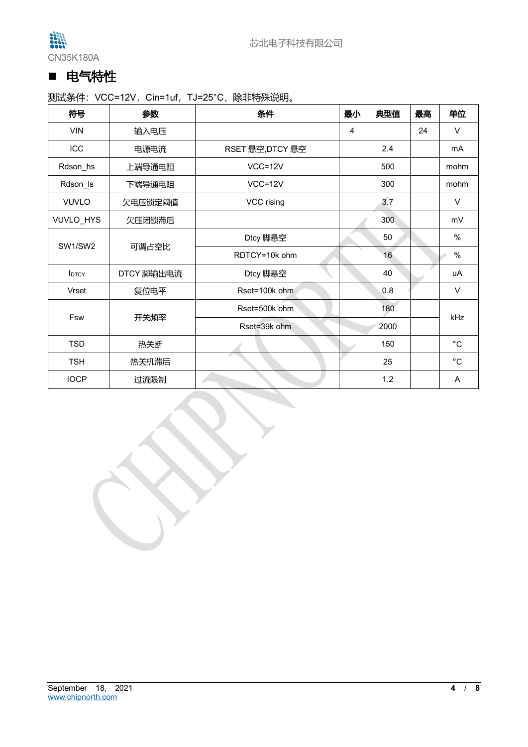## ■ 电气特性

测试条件：VCC=12V，Cin=1uf，TJ=25°C，除非特殊说明。

| 符号 | 参数 | 条件 | 最小 | 典型值 | 最高 | 单位 |
|---|---|---|---|---|---|---|
| VIN | 输入电压 | | 4 | | 24 | V |
| ICC | 电源电流 | RSET 悬空,DTCY 悬空 | | 2.4 | | mA |
| Rdson_hs | 上端导通电阻 | VCC=12V | | 500 | | mohm |
| Rdson_ls | 下端导通电阻 | VCC=12V | | 300 | | mohm |
| VUVLO | 欠电压锁定阈值 | VCC rising | | 3.7 | | V |
| VUVLO_HYS | 欠压闭锁滞后 | | | 300 | | mV |
| SW1/SW2 | 可调占空比 | Dtcy 脚悬空 | | 50 | | % |
| | | RDTCY=10k ohm | | 16 | | % |
| $I_{DTCY}$ | DTCY 脚输出电流 | Dtcy 脚悬空 | | 40 | | uA |
| Vrset | 复位电平 | Rset=100k ohm | | 0.8 | | V |
| Fsw | 开关频率 | Rset=500k ohm | | 180 | | kHz |
| | | Rset=39k ohm | | 2000 | | kHz |
| TSD | 热关断 | | | 150 | | °C |
| TSH | 热关机滞后 | | | 25 | | °C |
| IOCP | 过流限制 | | | 1.2 | | A |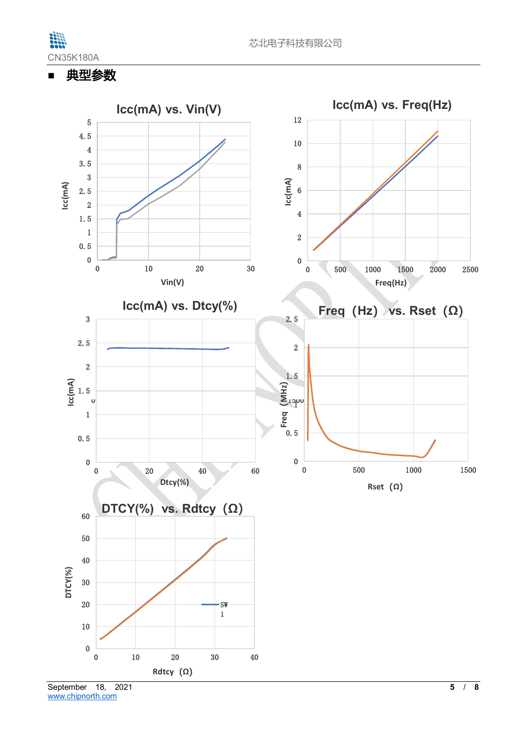## ■ 典型参数

**Icc(mA) vs. Vin(V)**

**Icc(mA) vs. Freq(Hz)**

**Icc(mA) vs. Dtcy(%)**

**Freq（Hz） vs. Rset（Ω）**

**DTCY(%) vs. Rdtcy（Ω）**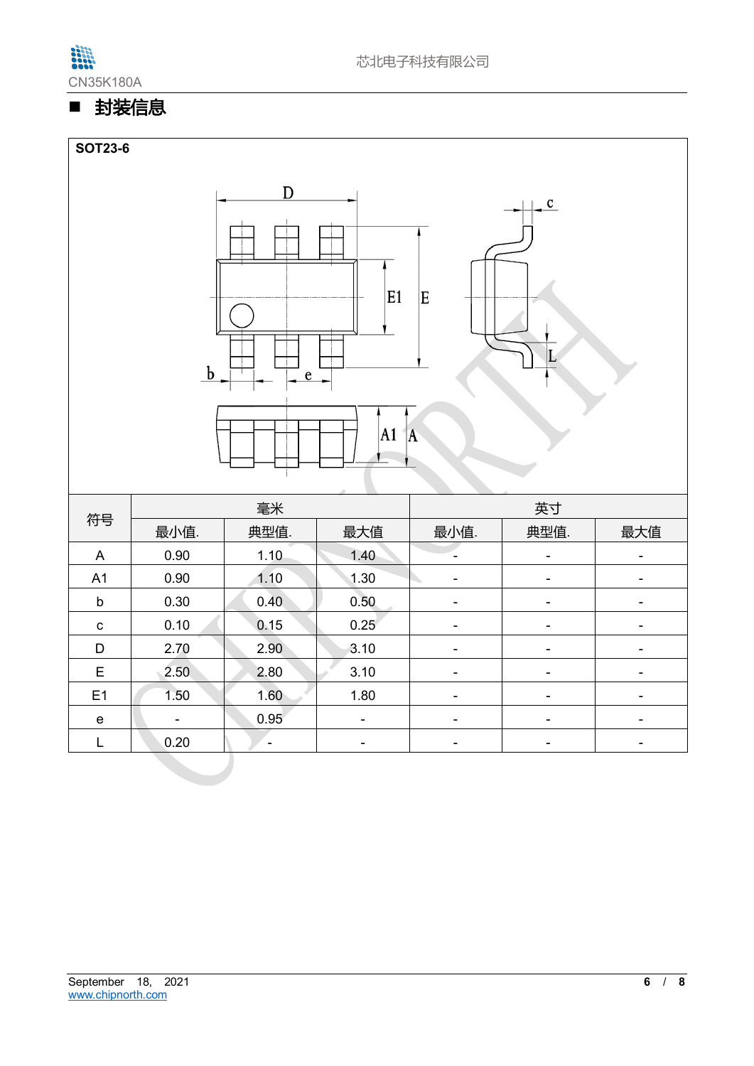## ■ 封装信息

**SOT23-6**

| 符号 | 毫米 | | | 英寸 | | |
|---|---|---|---|---|---|---|
| | 最小值. | 典型值. | 最大值 | 最小值. | 典型值. | 最大值 |
| A | 0.90 | 1.10 | 1.40 | - | - | - |
| A1 | 0.90 | 1.10 | 1.30 | - | - | - |
| b | 0.30 | 0.40 | 0.50 | - | - | - |
| c | 0.10 | 0.15 | 0.25 | - | - | - |
| D | 2.70 | 2.90 | 3.10 | - | - | - |
| E | 2.50 | 2.80 | 3.10 | - | - | - |
| E1 | 1.50 | 1.60 | 1.80 | - | - | - |
| e | - | 0.95 | - | - | - | - |
| L | 0.20 | - | - | - | - | - |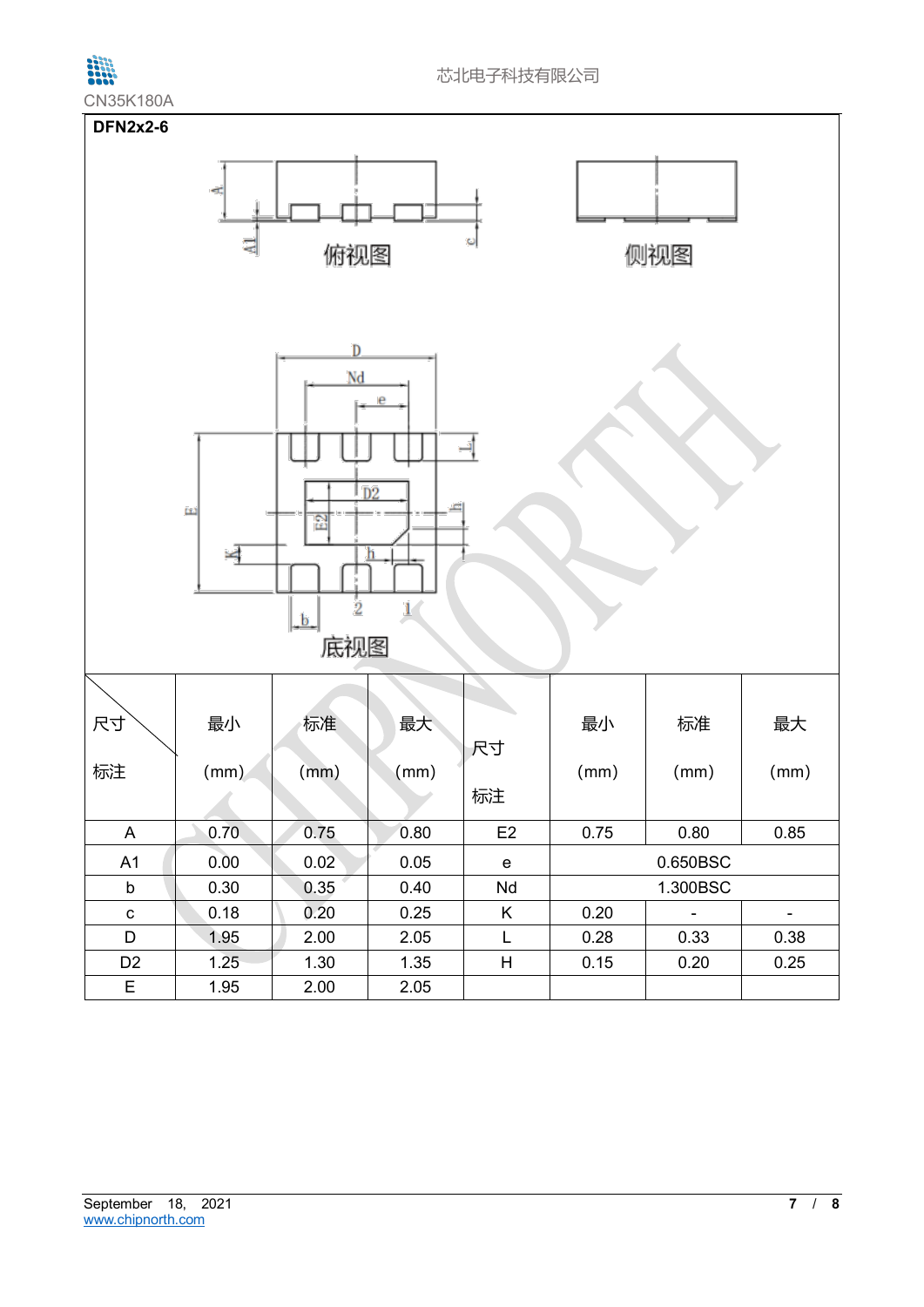## DFN2x2-6

俯视图

侧视图

底视图

| 尺寸 标注 | 最小 (mm) | 标准 (mm) | 最大 (mm) | 尺寸 标注 | 最小 (mm) | 标准 (mm) | 最大 (mm) |
|---|---|---|---|---|---|---|---|
| A | 0.70 | 0.75 | 0.80 | E2 | 0.75 | 0.80 | 0.85 |
| A1 | 0.00 | 0.02 | 0.05 | e | 0.650BSC | | |
| b | 0.30 | 0.35 | 0.40 | Nd | 1.300BSC | | |
| c | 0.18 | 0.20 | 0.25 | K | 0.20 | - | - |
| D | 1.95 | 2.00 | 2.05 | L | 0.28 | 0.33 | 0.38 |
| D2 | 1.25 | 1.30 | 1.35 | H | 0.15 | 0.20 | 0.25 |
| E | 1.95 | 2.00 | 2.05 | | | | |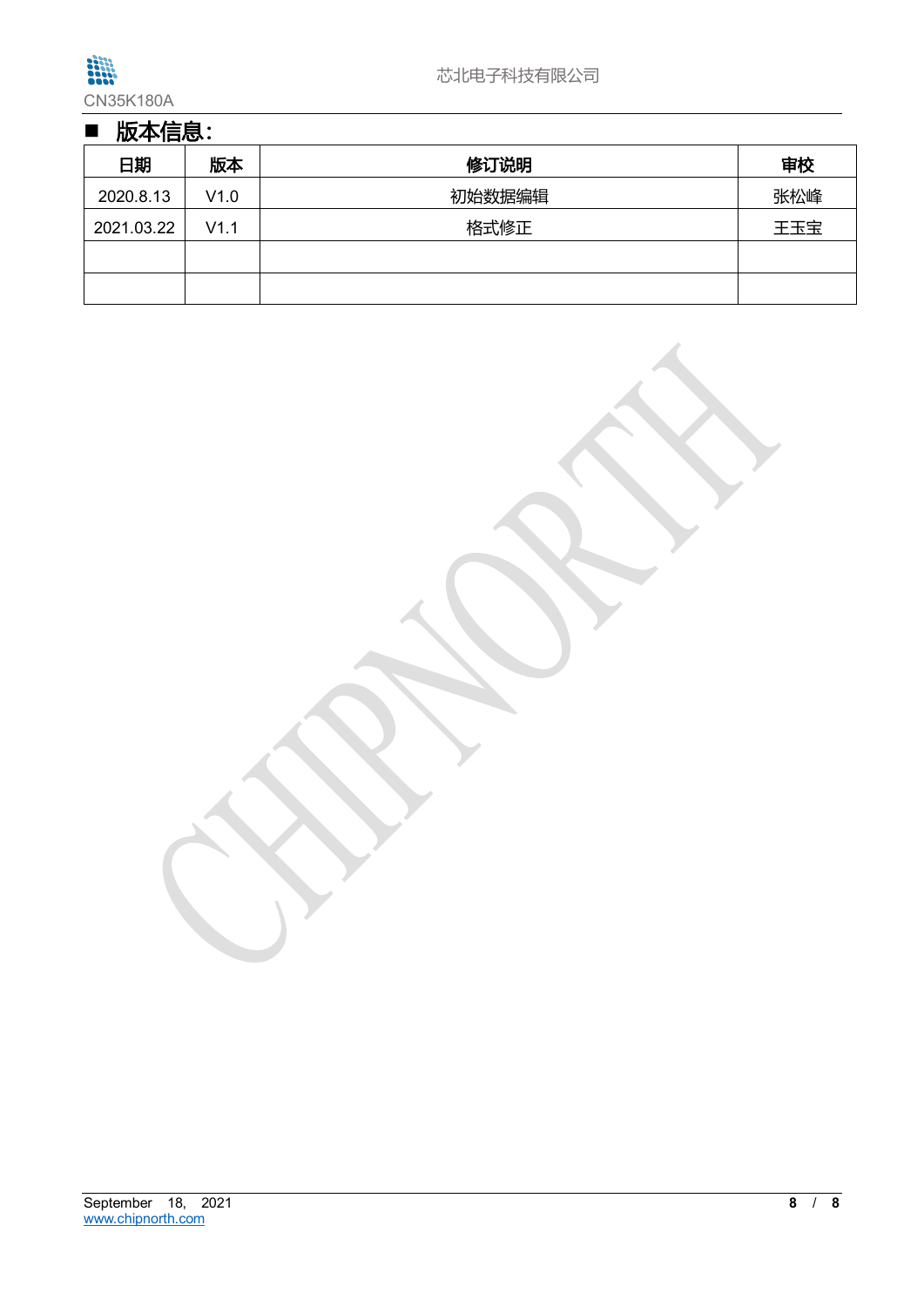## ■ 版本信息：

| 日期 | 版本 | 修订说明 | 审校 |
|---|---|---|---|
| 2020.8.13 | V1.0 | 初始数据编辑 | 张松峰 |
| 2021.03.22 | V1.1 | 格式修正 | 王玉宝 |
| | | | |
| | | | |